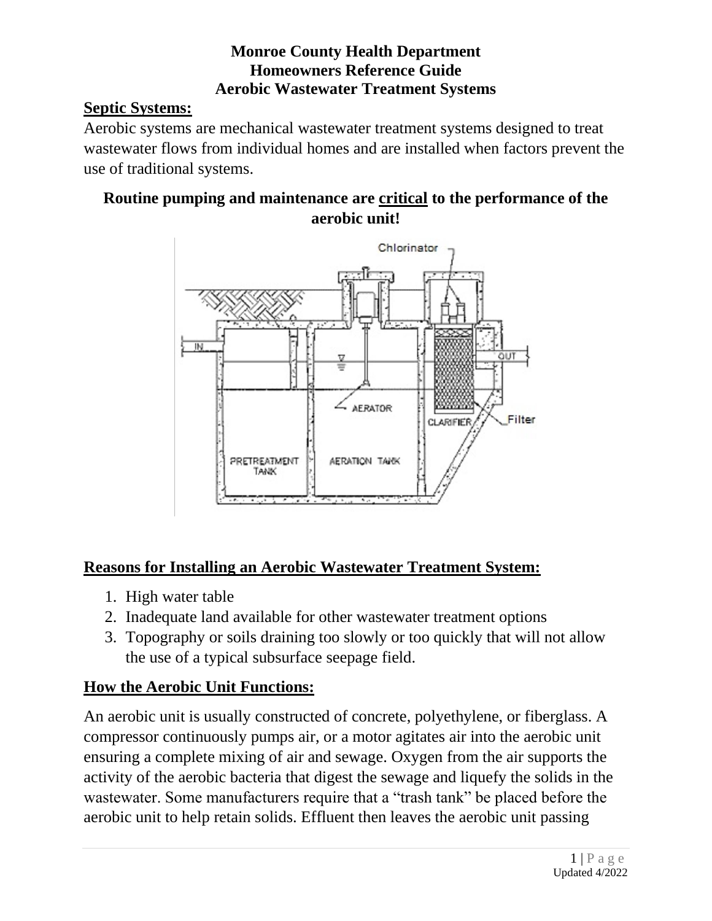**Monroe County Health Department**
**Homeowners Reference Guide**
**Aerobic Wastewater Treatment Systems**

## Septic Systems:

Aerobic systems are mechanical wastewater treatment systems designed to treat wastewater flows from individual homes and are installed when factors prevent the use of traditional systems.

**Routine pumping and maintenance are <u>critical</u> to the performance of the aerobic unit!**

## Reasons for Installing an Aerobic Wastewater Treatment System:

1. High water table
2. Inadequate land available for other wastewater treatment options
3. Topography or soils draining too slowly or too quickly that will not allow the use of a typical subsurface seepage field.

## How the Aerobic Unit Functions:

An aerobic unit is usually constructed of concrete, polyethylene, or fiberglass. A compressor continuously pumps air, or a motor agitates air into the aerobic unit ensuring a complete mixing of air and sewage. Oxygen from the air supports the activity of the aerobic bacteria that digest the sewage and liquefy the solids in the wastewater. Some manufacturers require that a "trash tank" be placed before the aerobic unit to help retain solids. Effluent then leaves the aerobic unit passing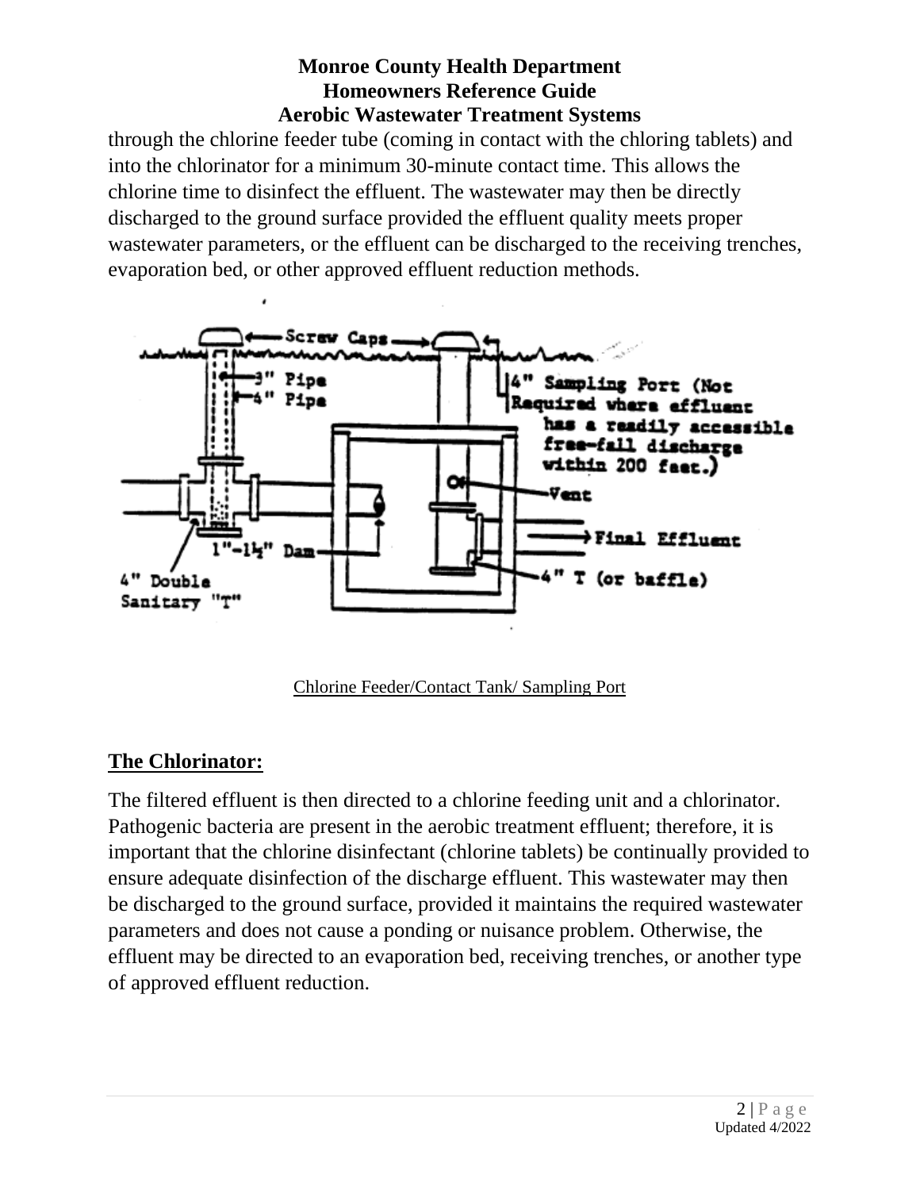through the chlorine feeder tube (coming in contact with the chloring tablets) and into the chlorinator for a minimum 30-minute contact time. This allows the chlorine time to disinfect the effluent. The wastewater may then be directly discharged to the ground surface provided the effluent quality meets proper wastewater parameters, or the effluent can be discharged to the receiving trenches, evaporation bed, or other approved effluent reduction methods.

Chlorine Feeder/Contact Tank/ Sampling Port

## The Chlorinator:

The filtered effluent is then directed to a chlorine feeding unit and a chlorinator. Pathogenic bacteria are present in the aerobic treatment effluent; therefore, it is important that the chlorine disinfectant (chlorine tablets) be continually provided to ensure adequate disinfection of the discharge effluent. This wastewater may then be discharged to the ground surface, provided it maintains the required wastewater parameters and does not cause a ponding or nuisance problem. Otherwise, the effluent may be directed to an evaporation bed, receiving trenches, or another type of approved effluent reduction.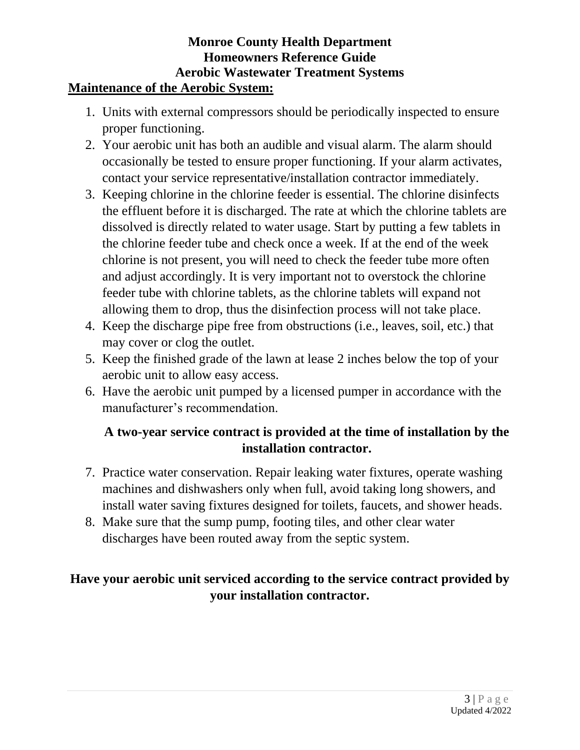**Monroe County Health Department**
**Homeowners Reference Guide**
**Aerobic Wastewater Treatment Systems**

## Maintenance of the Aerobic System:

1. Units with external compressors should be periodically inspected to ensure proper functioning.
2. Your aerobic unit has both an audible and visual alarm. The alarm should occasionally be tested to ensure proper functioning. If your alarm activates, contact your service representative/installation contractor immediately.
3. Keeping chlorine in the chlorine feeder is essential. The chlorine disinfects the effluent before it is discharged. The rate at which the chlorine tablets are dissolved is directly related to water usage. Start by putting a few tablets in the chlorine feeder tube and check once a week. If at the end of the week chlorine is not present, you will need to check the feeder tube more often and adjust accordingly. It is very important not to overstock the chlorine feeder tube with chlorine tablets, as the chlorine tablets will expand not allowing them to drop, thus the disinfection process will not take place.
4. Keep the discharge pipe free from obstructions (i.e., leaves, soil, etc.) that may cover or clog the outlet.
5. Keep the finished grade of the lawn at lease 2 inches below the top of your aerobic unit to allow easy access.
6. Have the aerobic unit pumped by a licensed pumper in accordance with the manufacturer's recommendation.

**A two-year service contract is provided at the time of installation by the installation contractor.**

7. Practice water conservation. Repair leaking water fixtures, operate washing machines and dishwashers only when full, avoid taking long showers, and install water saving fixtures designed for toilets, faucets, and shower heads.
8. Make sure that the sump pump, footing tiles, and other clear water discharges have been routed away from the septic system.

**Have your aerobic unit serviced according to the service contract provided by your installation contractor.**

Updated 4/2022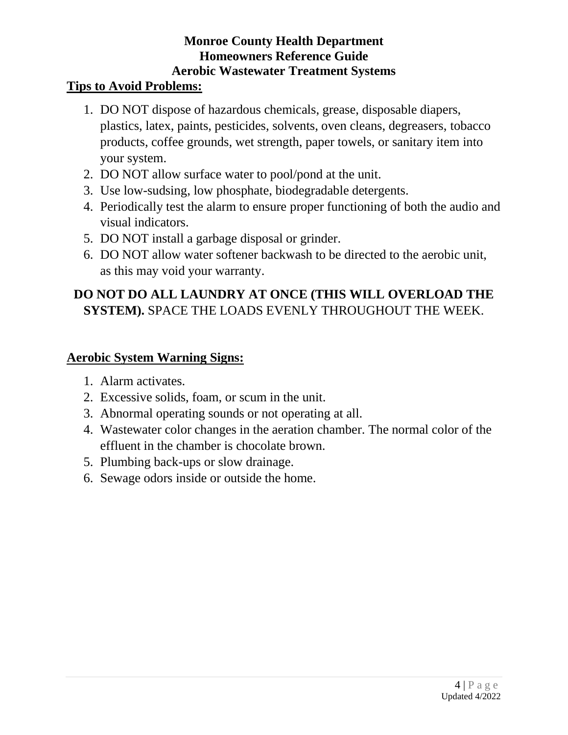**Monroe County Health Department**
**Homeowners Reference Guide**
**Aerobic Wastewater Treatment Systems**

## Tips to Avoid Problems:

1. DO NOT dispose of hazardous chemicals, grease, disposable diapers, plastics, latex, paints, pesticides, solvents, oven cleans, degreasers, tobacco products, coffee grounds, wet strength, paper towels, or sanitary item into your system.
2. DO NOT allow surface water to pool/pond at the unit.
3. Use low-sudsing, low phosphate, biodegradable detergents.
4. Periodically test the alarm to ensure proper functioning of both the audio and visual indicators.
5. DO NOT install a garbage disposal or grinder.
6. DO NOT allow water softener backwash to be directed to the aerobic unit, as this may void your warranty.

**DO NOT DO ALL LAUNDRY AT ONCE (THIS WILL OVERLOAD THE SYSTEM).** SPACE THE LOADS EVENLY THROUGHOUT THE WEEK.

## Aerobic System Warning Signs:

1. Alarm activates.
2. Excessive solids, foam, or scum in the unit.
3. Abnormal operating sounds or not operating at all.
4. Wastewater color changes in the aeration chamber. The normal color of the effluent in the chamber is chocolate brown.
5. Plumbing back-ups or slow drainage.
6. Sewage odors inside or outside the home.

Updated 4/2022